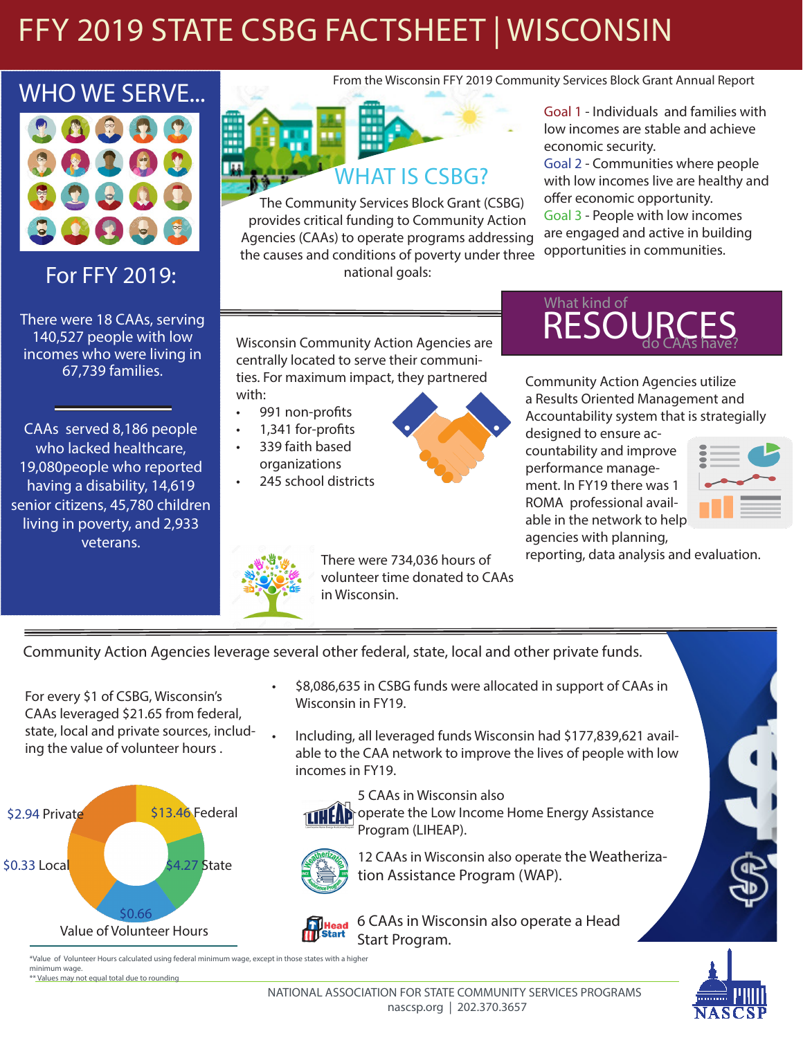# FFY 2019 STATE CSBG FACTSHEET | WISCONSIN

## WHO WE SERVE...

### For FFY 2019:

There were 18 CAAs, serving 140,527 people with low incomes who were living in 67,739 families.

CAAs served 8,186 people who lacked healthcare, 19,080people who reported having a disability, 14,619 senior citizens, 45,780 children living in poverty, and 2,933 veterans.

From the Wisconsin FFY 2019 Community Services Block Grant Annual Report

## WHAT IS CSBG?

The Community Services Block Grant (CSBG) provides critical funding to Community Action Agencies (CAAs) to operate programs addressing the causes and conditions of poverty under three national goals:

Goal 1 - Individuals and families with low incomes are stable and achieve economic security.
Goal 2 - Communities where people with low incomes live are healthy and offer economic opportunity.
Goal 3 - People with low incomes are engaged and active in building opportunities in communities.

Wisconsin Community Action Agencies are centrally located to serve their communities. For maximum impact, they partnered with:

- 991 non-profits
- 1,341 for-profits
- 339 faith based organizations
- 245 school districts

There were 734,036 hours of volunteer time donated to CAAs in Wisconsin.

## What kind of RESOURCES do CAAs have?

Community Action Agencies utilize a Results Oriented Management and Accountability system that is strategically designed to ensure accountability and improve performance management. In FY19 there was 1 ROMA professional available in the network to help agencies with planning, reporting, data analysis and evaluation.

Community Action Agencies leverage several other federal, state, local and other private funds.

For every $1 of CSBG, Wisconsin's CAAs leveraged $21.65 from federal, state, local and private sources, including the value of volunteer hours .

- $13.46 Federal
- $4.27 State
- $0.66 Value of Volunteer Hours
- $0.33 Local
- $2.94 Private

- $8,086,635 in CSBG funds were allocated in support of CAAs in Wisconsin in FY19.
- Including, all leveraged funds Wisconsin had $177,839,621 available to the CAA network to improve the lives of people with low incomes in FY19.

5 CAAs in Wisconsin also operate the Low Income Home Energy Assistance Program (LIHEAP).

12 CAAs in Wisconsin also operate the Weatherization Assistance Program (WAP).

6 CAAs in Wisconsin also operate a Head Start Program.

*Value of Volunteer Hours calculated using federal minimum wage, except in those states with a higher minimum wage.
** Values may not equal total due to rounding

NATIONAL ASSOCIATION FOR STATE COMMUNITY SERVICES PROGRAMS
nascsp.org | 202.370.3657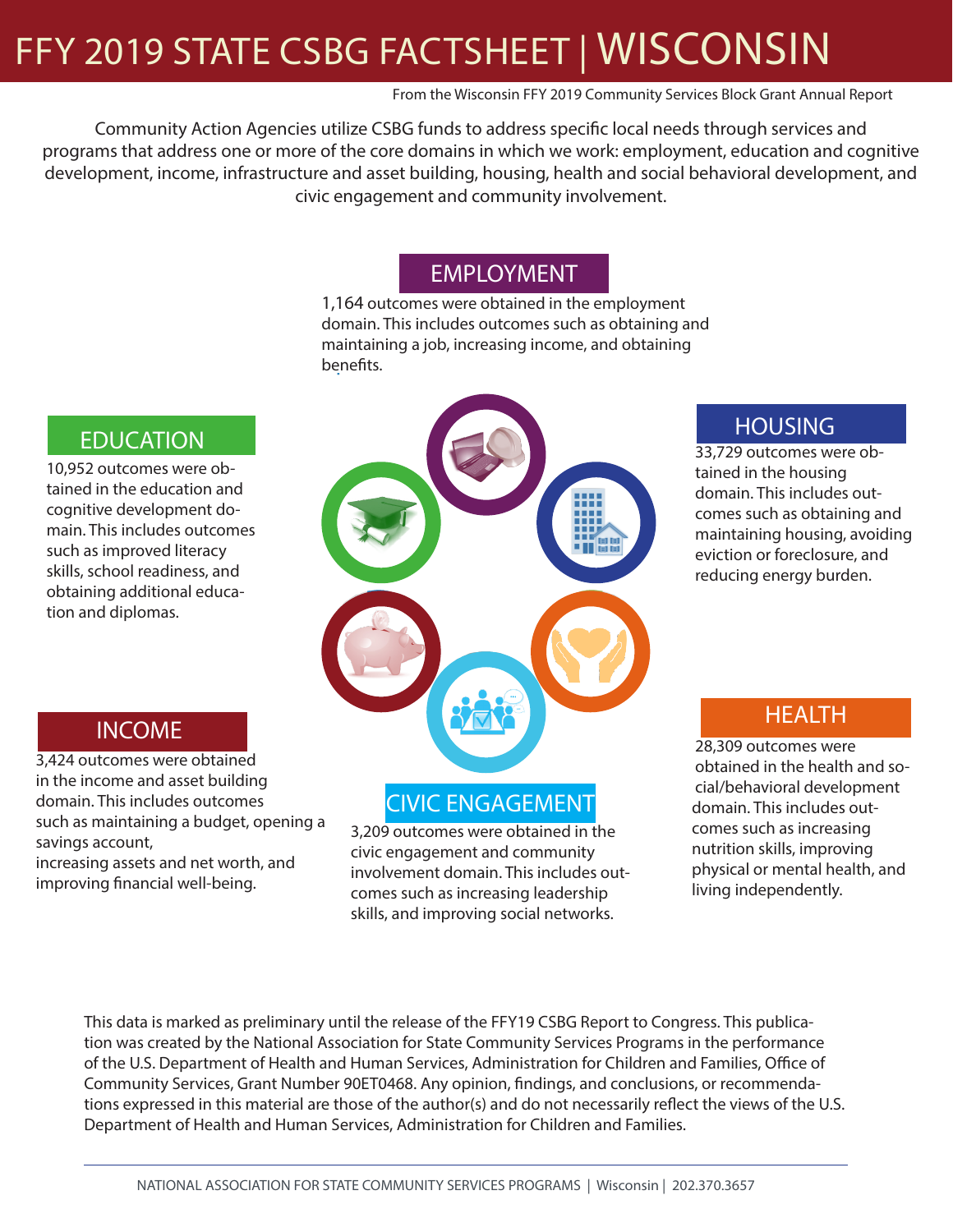# FFY 2019 STATE CSBG FACTSHEET | WISCONSIN

From the Wisconsin FFY 2019 Community Services Block Grant Annual Report

Community Action Agencies utilize CSBG funds to address specific local needs through services and programs that address one or more of the core domains in which we work: employment, education and cognitive development, income, infrastructure and asset building, housing, health and social behavioral development, and civic engagement and community involvement.

## EMPLOYMENT

1,164 outcomes were obtained in the employment domain. This includes outcomes such as obtaining and maintaining a job, increasing income, and obtaining benefits.

## EDUCATION

10,952 outcomes were obtained in the education and cognitive development domain. This includes outcomes such as improved literacy skills, school readiness, and obtaining additional education and diplomas.

## HOUSING

33,729 outcomes were obtained in the housing domain. This includes outcomes such as obtaining and maintaining housing, avoiding eviction or foreclosure, and reducing energy burden.

## INCOME

3,424 outcomes were obtained in the income and asset building domain. This includes outcomes such as maintaining a budget, opening a savings account, increasing assets and net worth, and improving financial well-being.

## CIVIC ENGAGEMENT

3,209 outcomes were obtained in the civic engagement and community involvement domain. This includes outcomes such as increasing leadership skills, and improving social networks.

## HEALTH

28,309 outcomes were obtained in the health and social/behavioral development domain. This includes outcomes such as increasing nutrition skills, improving physical or mental health, and living independently.

This data is marked as preliminary until the release of the FFY19 CSBG Report to Congress. This publication was created by the National Association for State Community Services Programs in the performance of the U.S. Department of Health and Human Services, Administration for Children and Families, Office of Community Services, Grant Number 90ET0468. Any opinion, findings, and conclusions, or recommendations expressed in this material are those of the author(s) and do not necessarily reflect the views of the U.S. Department of Health and Human Services, Administration for Children and Families.

NATIONAL ASSOCIATION FOR STATE COMMUNITY SERVICES PROGRAMS | Wisconsin | 202.370.3657